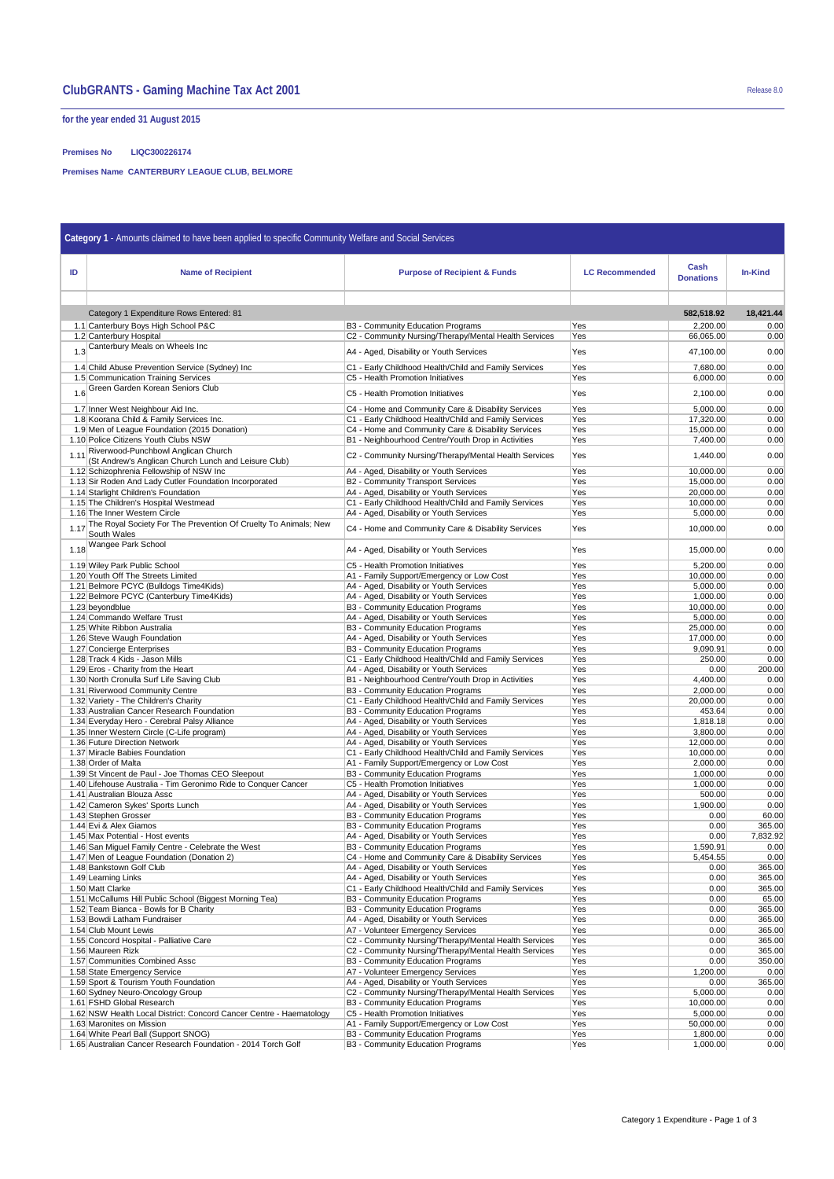# ClubGRANTS - Gaming Machine Tax Act 2001

Release 8.0

**for the year ended 31 August 2015**

**Premises No** LIQC300226174

**Premises Name** CANTERBURY LEAGUE CLUB, BELMORE

**Category 1** - Amounts claimed to have been applied to specific Community Welfare and Social Services

| ID | Name of Recipient | Purpose of Recipient & Funds | LC Recommended | Cash Donations | In-Kind |
|---|---|---|---|---|---|
| | Category 1 Expenditure Rows Entered: 81 | | | 582,518.92 | 18,421.44 |
| 1.1 | Canterbury Boys High School P&C | B3 - Community Education Programs | Yes | 2,200.00 | 0.00 |
| 1.2 | Canterbury Hospital | C2 - Community Nursing/Therapy/Mental Health Services | Yes | 66,065.00 | 0.00 |
| 1.3 | Canterbury Meals on Wheels Inc | A4 - Aged, Disability or Youth Services | Yes | 47,100.00 | 0.00 |
| 1.4 | Child Abuse Prevention Service (Sydney) Inc | C1 - Early Childhood Health/Child and Family Services | Yes | 7,680.00 | 0.00 |
| 1.5 | Communication Training Services | C5 - Health Promotion Initiatives | Yes | 6,000.00 | 0.00 |
| 1.6 | Green Garden Korean Seniors Club | C5 - Health Promotion Initiatives | Yes | 2,100.00 | 0.00 |
| 1.7 | Inner West Neighbour Aid Inc. | C4 - Home and Community Care & Disability Services | Yes | 5,000.00 | 0.00 |
| 1.8 | Koorana Child & Family Services Inc. | C1 - Early Childhood Health/Child and Family Services | Yes | 17,320.00 | 0.00 |
| 1.9 | Men of League Foundation (2015 Donation) | C4 - Home and Community Care & Disability Services | Yes | 15,000.00 | 0.00 |
| 1.10 | Police Citizens Youth Clubs NSW | B1 - Neighbourhood Centre/Youth Drop in Activities | Yes | 7,400.00 | 0.00 |
| 1.11 | Riverwood-Punchbowl Anglican Church (St Andrew's Anglican Church Lunch and Leisure Club) | C2 - Community Nursing/Therapy/Mental Health Services | Yes | 1,440.00 | 0.00 |
| 1.12 | Schizophrenia Fellowship of NSW Inc | A4 - Aged, Disability or Youth Services | Yes | 10,000.00 | 0.00 |
| 1.13 | Sir Roden And Lady Cutler Foundation Incorporated | B2 - Community Transport Services | Yes | 15,000.00 | 0.00 |
| 1.14 | Starlight Children's Foundation | A4 - Aged, Disability or Youth Services | Yes | 20,000.00 | 0.00 |
| 1.15 | The Children's Hospital Westmead | C1 - Early Childhood Health/Child and Family Services | Yes | 10,000.00 | 0.00 |
| 1.16 | The Inner Western Circle | A4 - Aged, Disability or Youth Services | Yes | 5,000.00 | 0.00 |
| 1.17 | The Royal Society For The Prevention Of Cruelty To Animals; New South Wales | C4 - Home and Community Care & Disability Services | Yes | 10,000.00 | 0.00 |
| 1.18 | Wangee Park School | A4 - Aged, Disability or Youth Services | Yes | 15,000.00 | 0.00 |
| 1.19 | Wiley Park Public School | C5 - Health Promotion Initiatives | Yes | 5,200.00 | 0.00 |
| 1.20 | Youth Off The Streets Limited | A1 - Family Support/Emergency or Low Cost | Yes | 10,000.00 | 0.00 |
| 1.21 | Belmore PCYC (Bulldogs Time4Kids) | A4 - Aged, Disability or Youth Services | Yes | 5,000.00 | 0.00 |
| 1.22 | Belmore PCYC (Canterbury Time4Kids) | A4 - Aged, Disability or Youth Services | Yes | 1,000.00 | 0.00 |
| 1.23 | beyondblue | B3 - Community Education Programs | Yes | 10,000.00 | 0.00 |
| 1.24 | Commando Welfare Trust | A4 - Aged, Disability or Youth Services | Yes | 5,000.00 | 0.00 |
| 1.25 | White Ribbon Australia | B3 - Community Education Programs | Yes | 25,000.00 | 0.00 |
| 1.26 | Steve Waugh Foundation | A4 - Aged, Disability or Youth Services | Yes | 17,000.00 | 0.00 |
| 1.27 | Concierge Enterprises | B3 - Community Education Programs | Yes | 9,090.91 | 0.00 |
| 1.28 | Track 4 Kids - Jason Mills | C1 - Early Childhood Health/Child and Family Services | Yes | 250.00 | 0.00 |
| 1.29 | Eros - Charity from the Heart | A4 - Aged, Disability or Youth Services | Yes | 0.00 | 200.00 |
| 1.30 | North Cronulla Surf Life Saving Club | B1 - Neighbourhood Centre/Youth Drop in Activities | Yes | 4,400.00 | 0.00 |
| 1.31 | Riverwood Community Centre | B3 - Community Education Programs | Yes | 2,000.00 | 0.00 |
| 1.32 | Variety - The Children's Charity | C1 - Early Childhood Health/Child and Family Services | Yes | 20,000.00 | 0.00 |
| 1.33 | Australian Cancer Research Foundation | B3 - Community Education Programs | Yes | 453.64 | 0.00 |
| 1.34 | Everyday Hero - Cerebral Palsy Alliance | A4 - Aged, Disability or Youth Services | Yes | 1,818.18 | 0.00 |
| 1.35 | Inner Western Circle (C-Life program) | A4 - Aged, Disability or Youth Services | Yes | 3,800.00 | 0.00 |
| 1.36 | Future Direction Network | A4 - Aged, Disability or Youth Services | Yes | 12,000.00 | 0.00 |
| 1.37 | Miracle Babies Foundation | C1 - Early Childhood Health/Child and Family Services | Yes | 10,000.00 | 0.00 |
| 1.38 | Order of Malta | A1 - Family Support/Emergency or Low Cost | Yes | 2,000.00 | 0.00 |
| 1.39 | St Vincent de Paul - Joe Thomas CEO Sleepout | B3 - Community Education Programs | Yes | 1,000.00 | 0.00 |
| 1.40 | Lifehouse Australia - Tim Geronimo Ride to Conquer Cancer | C5 - Health Promotion Initiatives | Yes | 1,000.00 | 0.00 |
| 1.41 | Australian Blouza Assc | A4 - Aged, Disability or Youth Services | Yes | 500.00 | 0.00 |
| 1.42 | Cameron Sykes' Sports Lunch | A4 - Aged, Disability or Youth Services | Yes | 1,900.00 | 0.00 |
| 1.43 | Stephen Grosser | B3 - Community Education Programs | Yes | 0.00 | 60.00 |
| 1.44 | Evi & Alex Giamos | B3 - Community Education Programs | Yes | 0.00 | 365.00 |
| 1.45 | Max Potential - Host events | A4 - Aged, Disability or Youth Services | Yes | 0.00 | 7,832.92 |
| 1.46 | San Miguel Family Centre - Celebrate the West | B3 - Community Education Programs | Yes | 1,590.91 | 0.00 |
| 1.47 | Men of League Foundation (Donation 2) | C4 - Home and Community Care & Disability Services | Yes | 5,454.55 | 0.00 |
| 1.48 | Bankstown Golf Club | A4 - Aged, Disability or Youth Services | Yes | 0.00 | 365.00 |
| 1.49 | Learning Links | A4 - Aged, Disability or Youth Services | Yes | 0.00 | 365.00 |
| 1.50 | Matt Clarke | C1 - Early Childhood Health/Child and Family Services | Yes | 0.00 | 365.00 |
| 1.51 | McCallums Hill Public School (Biggest Morning Tea) | B3 - Community Education Programs | Yes | 0.00 | 65.00 |
| 1.52 | Team Bianca - Bowls for B Charity | B3 - Community Education Programs | Yes | 0.00 | 365.00 |
| 1.53 | Bowdi Latham Fundraiser | A4 - Aged, Disability or Youth Services | Yes | 0.00 | 365.00 |
| 1.54 | Club Mount Lewis | A7 - Volunteer Emergency Services | Yes | 0.00 | 365.00 |
| 1.55 | Concord Hospital - Palliative Care | C2 - Community Nursing/Therapy/Mental Health Services | Yes | 0.00 | 365.00 |
| 1.56 | Maureen Rizk | C2 - Community Nursing/Therapy/Mental Health Services | Yes | 0.00 | 365.00 |
| 1.57 | Communities Combined Assc | B3 - Community Education Programs | Yes | 0.00 | 350.00 |
| 1.58 | State Emergency Service | A7 - Volunteer Emergency Services | Yes | 1,200.00 | 0.00 |
| 1.59 | Sport & Tourism Youth Foundation | A4 - Aged, Disability or Youth Services | Yes | 0.00 | 365.00 |
| 1.60 | Sydney Neuro-Oncology Group | C2 - Community Nursing/Therapy/Mental Health Services | Yes | 5,000.00 | 0.00 |
| 1.61 | FSHD Global Research | B3 - Community Education Programs | Yes | 10,000.00 | 0.00 |
| 1.62 | NSW Health Local District: Concord Cancer Centre - Haematology | C5 - Health Promotion Initiatives | Yes | 5,000.00 | 0.00 |
| 1.63 | Maronites on Mission | A1 - Family Support/Emergency or Low Cost | Yes | 50,000.00 | 0.00 |
| 1.64 | White Pearl Ball (Support SNOG) | B3 - Community Education Programs | Yes | 1,800.00 | 0.00 |
| 1.65 | Australian Cancer Research Foundation - 2014 Torch Golf | B3 - Community Education Programs | Yes | 1,000.00 | 0.00 |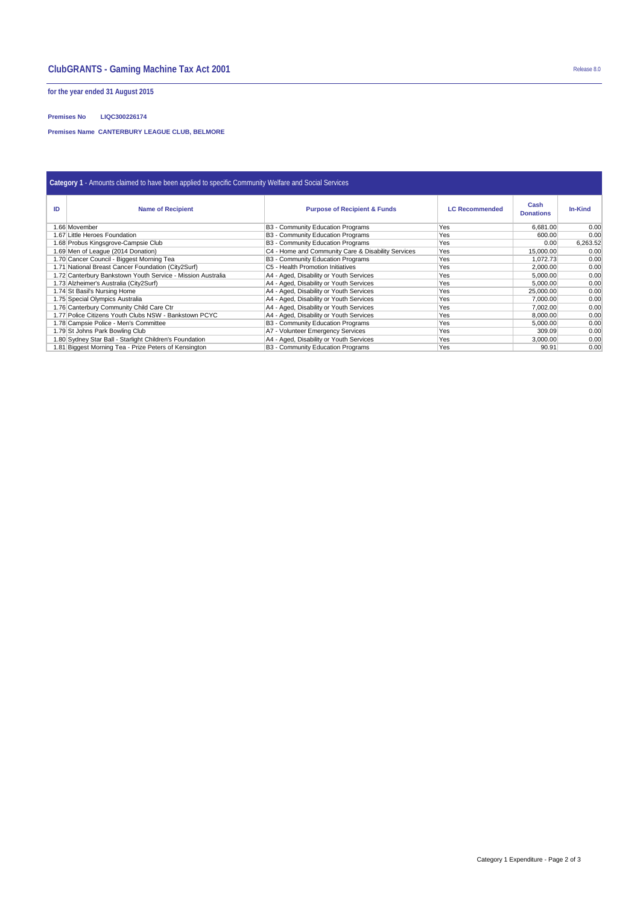# ClubGRANTS - Gaming Machine Tax Act 2001

Release 8.0

**for the year ended 31 August 2015**

**Premises No** LIQC300226174

**Premises Name** CANTERBURY LEAGUE CLUB, BELMORE

**Category 1** - Amounts claimed to have been applied to specific Community Welfare and Social Services

| ID | Name of Recipient | Purpose of Recipient & Funds | LC Recommended | Cash Donations | In-Kind |
|---|---|---|---|---|---|
| 1.66 | Movember | B3 - Community Education Programs | Yes | 6,681.00 | 0.00 |
| 1.67 | Little Heroes Foundation | B3 - Community Education Programs | Yes | 600.00 | 0.00 |
| 1.68 | Probus Kingsgrove-Campsie Club | B3 - Community Education Programs | Yes | 0.00 | 6,263.52 |
| 1.69 | Men of League (2014 Donation) | C4 - Home and Community Care & Disability Services | Yes | 15,000.00 | 0.00 |
| 1.70 | Cancer Council - Biggest Morning Tea | B3 - Community Education Programs | Yes | 1,072.73 | 0.00 |
| 1.71 | National Breast Cancer Foundation (City2Surf) | C5 - Health Promotion Initiatives | Yes | 2,000.00 | 0.00 |
| 1.72 | Canterbury Bankstown Youth Service - Mission Australia | A4 - Aged, Disability or Youth Services | Yes | 5,000.00 | 0.00 |
| 1.73 | Alzheimer's Australia (City2Surf) | A4 - Aged, Disability or Youth Services | Yes | 5,000.00 | 0.00 |
| 1.74 | St Basil's Nursing Home | A4 - Aged, Disability or Youth Services | Yes | 25,000.00 | 0.00 |
| 1.75 | Special Olympics Australia | A4 - Aged, Disability or Youth Services | Yes | 7,000.00 | 0.00 |
| 1.76 | Canterbury Community Child Care Ctr | A4 - Aged, Disability or Youth Services | Yes | 7,002.00 | 0.00 |
| 1.77 | Police Citizens Youth Clubs NSW - Bankstown PCYC | A4 - Aged, Disability or Youth Services | Yes | 8,000.00 | 0.00 |
| 1.78 | Campsie Police - Men's Committee | B3 - Community Education Programs | Yes | 5,000.00 | 0.00 |
| 1.79 | St Johns Park Bowling Club | A7 - Volunteer Emergency Services | Yes | 309.09 | 0.00 |
| 1.80 | Sydney Star Ball - Starlight Children's Foundation | A4 - Aged, Disability or Youth Services | Yes | 3,000.00 | 0.00 |
| 1.81 | Biggest Morning Tea - Prize Peters of Kensington | B3 - Community Education Programs | Yes | 90.91 | 0.00 |

Category 1 Expenditure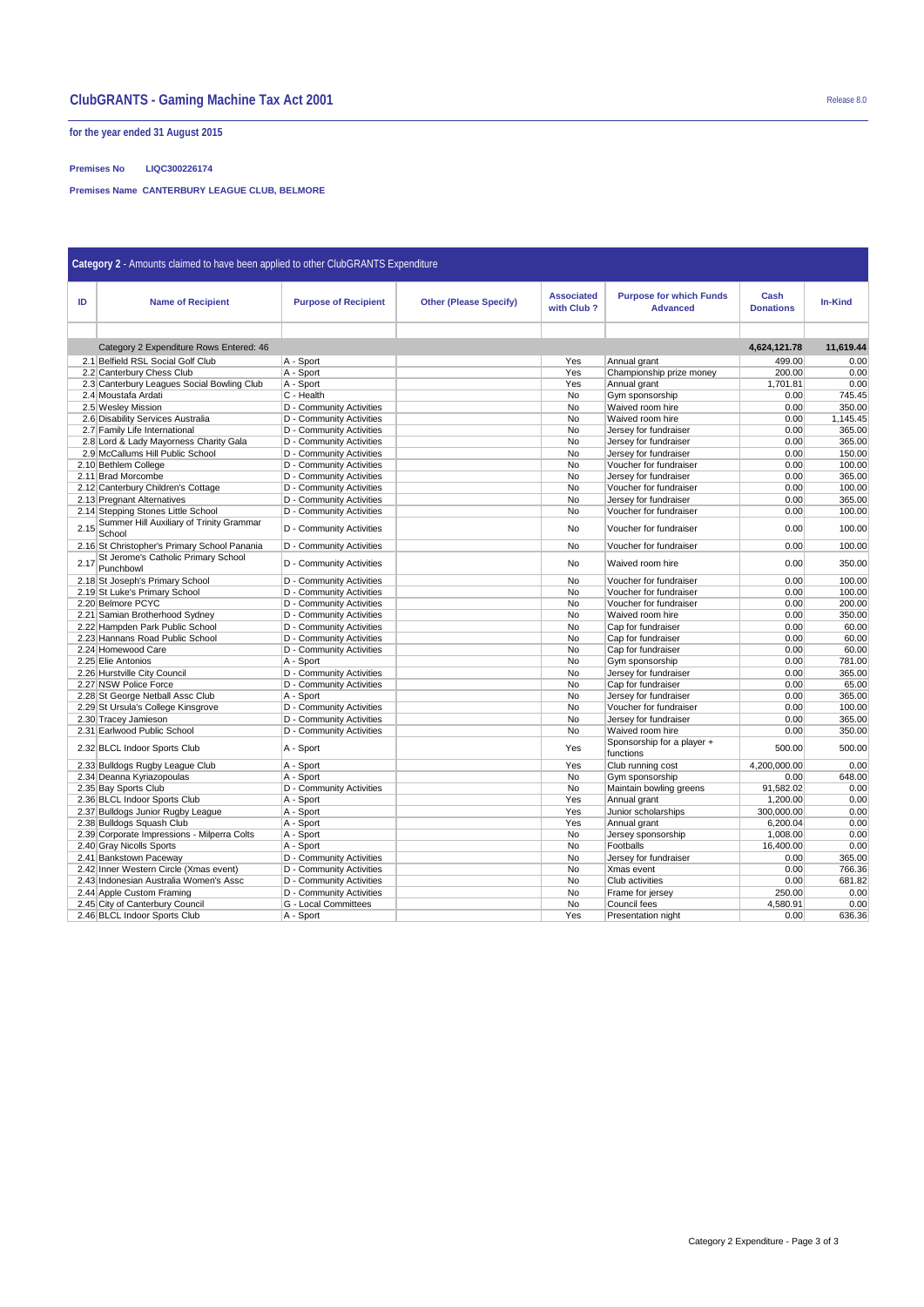# ClubGRANTS - Gaming Machine Tax Act 2001

Release 8.0

**for the year ended 31 August 2015**

**Premises No** LIQC300226174

**Premises Name** CANTERBURY LEAGUE CLUB, BELMORE

**Category 2** - Amounts claimed to have been applied to other ClubGRANTS Expenditure

| ID | Name of Recipient | Purpose of Recipient | Other (Please Specify) | Associated with Club ? | Purpose for which Funds Advanced | Cash Donations | In-Kind |
|---|---|---|---|---|---|---|---|
| | Category 2 Expenditure Rows Entered: 46 | | | | | 4,624,121.78 | 11,619.44 |
| 2.1 | Belfield RSL Social Golf Club | A - Sport | | Yes | Annual grant | 499.00 | 0.00 |
| 2.2 | Canterbury Chess Club | A - Sport | | Yes | Championship prize money | 200.00 | 0.00 |
| 2.3 | Canterbury Leagues Social Bowling Club | A - Sport | | Yes | Annual grant | 1,701.81 | 0.00 |
| 2.4 | Moustafa Ardati | C - Health | | No | Gym sponsorship | 0.00 | 745.45 |
| 2.5 | Wesley Mission | D - Community Activities | | No | Waived room hire | 0.00 | 350.00 |
| 2.6 | Disability Services Australia | D - Community Activities | | No | Waived room hire | 0.00 | 1,145.45 |
| 2.7 | Family Life International | D - Community Activities | | No | Jersey for fundraiser | 0.00 | 365.00 |
| 2.8 | Lord & Lady Mayoress Charity Gala | D - Community Activities | | No | Jersey for fundraiser | 0.00 | 365.00 |
| 2.9 | McCallums Hill Public School | D - Community Activities | | No | Jersey for fundraiser | 0.00 | 150.00 |
| 2.10 | Bethlem College | D - Community Activities | | No | Voucher for fundraiser | 0.00 | 100.00 |
| 2.11 | Brad Morcombe | D - Community Activities | | No | Jersey for fundraiser | 0.00 | 365.00 |
| 2.12 | Canterbury Children's Cottage | D - Community Activities | | No | Voucher for fundraiser | 0.00 | 100.00 |
| 2.13 | Pregnant Alternatives | D - Community Activities | | No | Jersey for fundraiser | 0.00 | 365.00 |
| 2.14 | Stepping Stones Little School | D - Community Activities | | No | Voucher for fundraiser | 0.00 | 100.00 |
| 2.15 | Summer Hill Auxiliary of Trinity Grammar School | D - Community Activities | | No | Voucher for fundraiser | 0.00 | 100.00 |
| 2.16 | St Christopher's Primary School Panania | D - Community Activities | | No | Voucher for fundraiser | 0.00 | 100.00 |
| 2.17 | St Jerome's Catholic Primary School Punchbowl | D - Community Activities | | No | Waived room hire | 0.00 | 350.00 |
| 2.18 | St Joseph's Primary School | D - Community Activities | | No | Voucher for fundraiser | 0.00 | 100.00 |
| 2.19 | St Luke's Primary School | D - Community Activities | | No | Voucher for fundraiser | 0.00 | 100.00 |
| 2.20 | Belmore PCYC | D - Community Activities | | No | Voucher for fundraiser | 0.00 | 200.00 |
| 2.21 | Samian Brotherhood Sydney | D - Community Activities | | No | Waived room hire | 0.00 | 350.00 |
| 2.22 | Hampden Park Public School | D - Community Activities | | No | Cap for fundraiser | 0.00 | 60.00 |
| 2.23 | Hannans Road Public School | D - Community Activities | | No | Cap for fundraiser | 0.00 | 60.00 |
| 2.24 | Homewood Care | D - Community Activities | | No | Cap for fundraiser | 0.00 | 60.00 |
| 2.25 | Elie Antonios | A - Sport | | No | Gym sponsorship | 0.00 | 781.00 |
| 2.26 | Hurstville City Council | D - Community Activities | | No | Jersey for fundraiser | 0.00 | 365.00 |
| 2.27 | NSW Police Force | D - Community Activities | | No | Cap for fundraiser | 0.00 | 65.00 |
| 2.28 | St George Netball Assc Club | A - Sport | | No | Jersey for fundraiser | 0.00 | 365.00 |
| 2.29 | St Ursula's College Kinsgrove | D - Community Activities | | No | Voucher for fundraiser | 0.00 | 100.00 |
| 2.30 | Tracey Jamieson | D - Community Activities | | No | Jersey for fundraiser | 0.00 | 365.00 |
| 2.31 | Earlwood Public School | D - Community Activities | | No | Waived room hire | 0.00 | 350.00 |
| 2.32 | BLCL Indoor Sports Club | A - Sport | | Yes | Sponsorship for a player + functions | 500.00 | 500.00 |
| 2.33 | Bulldogs Rugby League Club | A - Sport | | Yes | Club running cost | 4,200,000.00 | 0.00 |
| 2.34 | Deanna Kyriazopoulas | A - Sport | | No | Gym sponsorship | 0.00 | 648.00 |
| 2.35 | Bay Sports Club | D - Community Activities | | No | Maintain bowling greens | 91,582.02 | 0.00 |
| 2.36 | BLCL Indoor Sports Club | A - Sport | | Yes | Annual grant | 1,200.00 | 0.00 |
| 2.37 | Bulldogs Junior Rugby League | A - Sport | | Yes | Junior scholarships | 300,000.00 | 0.00 |
| 2.38 | Bulldogs Squash Club | A - Sport | | Yes | Annual grant | 6,200.04 | 0.00 |
| 2.39 | Corporate Impressions - Milperra Colts | A - Sport | | No | Jersey sponsorship | 1,008.00 | 0.00 |
| 2.40 | Gray Nicolls Sports | A - Sport | | No | Footballs | 16,400.00 | 0.00 |
| 2.41 | Bankstown Paceway | D - Community Activities | | No | Jersey for fundraiser | 0.00 | 365.00 |
| 2.42 | Inner Western Circle (Xmas event) | D - Community Activities | | No | Xmas event | 0.00 | 766.36 |
| 2.43 | Indonesian Australia Women's Assc | D - Community Activities | | No | Club activities | 0.00 | 681.82 |
| 2.44 | Apple Custom Framing | D - Community Activities | | No | Frame for jersey | 250.00 | 0.00 |
| 2.45 | City of Canterbury Council | G - Local Committees | | No | Council fees | 4,580.91 | 0.00 |
| 2.46 | BLCL Indoor Sports Club | A - Sport | | Yes | Presentation night | 0.00 | 636.36 |